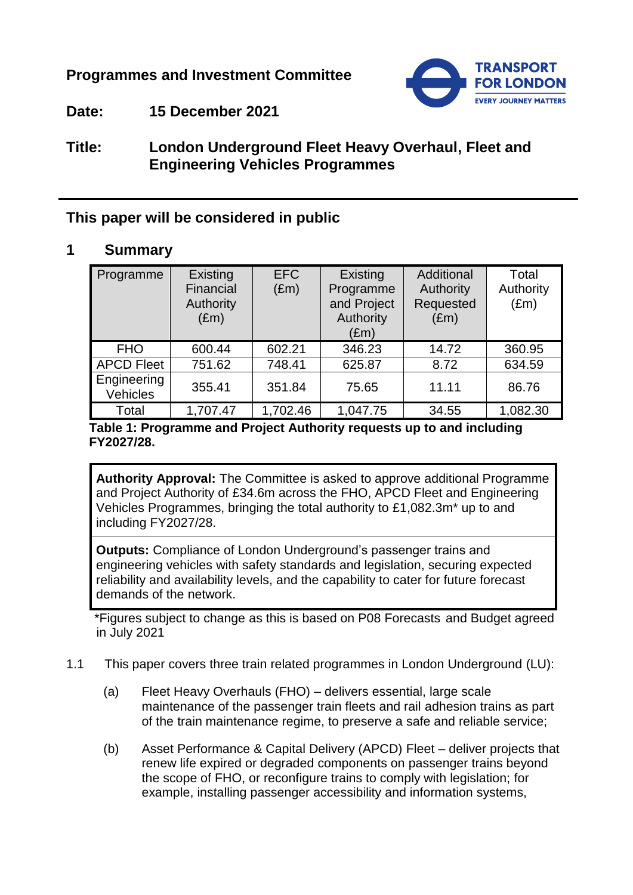**Programmes and Investment Committee**

**Date:** **15 December 2021**

**Title:** **London Underground Fleet Heavy Overhaul, Fleet and Engineering Vehicles Programmes**

## This paper will be considered in public

## 1 Summary

| Programme | Existing Financial Authority (£m) | EFC (£m) | Existing Programme and Project Authority (£m) | Additional Authority Requested (£m) | Total Authority (£m) |
|---|---|---|---|---|---|
| FHO | 600.44 | 602.21 | 346.23 | 14.72 | 360.95 |
| APCD Fleet | 751.62 | 748.41 | 625.87 | 8.72 | 634.59 |
| Engineering Vehicles | 355.41 | 351.84 | 75.65 | 11.11 | 86.76 |
| Total | 1,707.47 | 1,702.46 | 1,047.75 | 34.55 | 1,082.30 |

**Table 1: Programme and Project Authority requests up to and including FY2027/28.**

**Authority Approval:** The Committee is asked to approve additional Programme and Project Authority of £34.6m across the FHO, APCD Fleet and Engineering Vehicles Programmes, bringing the total authority to £1,082.3m* up to and including FY2027/28.

**Outputs:** Compliance of London Underground's passenger trains and engineering vehicles with safety standards and legislation, securing expected reliability and availability levels, and the capability to cater for future forecast demands of the network.

*Figures subject to change as this is based on P08 Forecasts and Budget agreed in July 2021

1.1 This paper covers three train related programmes in London Underground (LU):

(a) Fleet Heavy Overhauls (FHO) – delivers essential, large scale maintenance of the passenger train fleets and rail adhesion trains as part of the train maintenance regime, to preserve a safe and reliable service;

(b) Asset Performance & Capital Delivery (APCD) Fleet – deliver projects that renew life expired or degraded components on passenger trains beyond the scope of FHO, or reconfigure trains to comply with legislation; for example, installing passenger accessibility and information systems,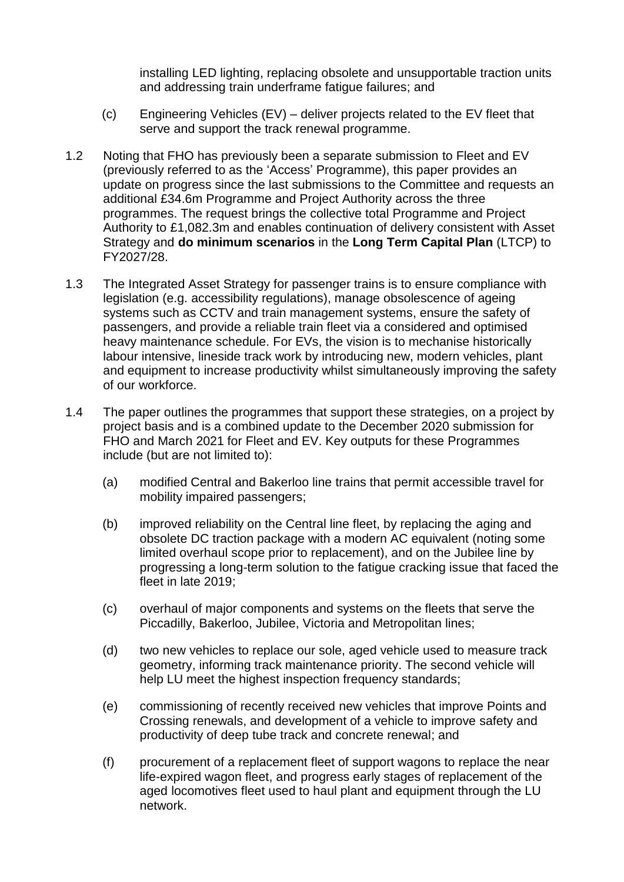installing LED lighting, replacing obsolete and unsupportable traction units and addressing train underframe fatigue failures; and

(c) Engineering Vehicles (EV) – deliver projects related to the EV fleet that serve and support the track renewal programme.

1.2 Noting that FHO has previously been a separate submission to Fleet and EV (previously referred to as the 'Access' Programme), this paper provides an update on progress since the last submissions to the Committee and requests an additional £34.6m Programme and Project Authority across the three programmes. The request brings the collective total Programme and Project Authority to £1,082.3m and enables continuation of delivery consistent with Asset Strategy and **do minimum scenarios** in the **Long Term Capital Plan** (LTCP) to FY2027/28.

1.3 The Integrated Asset Strategy for passenger trains is to ensure compliance with legislation (e.g. accessibility regulations), manage obsolescence of ageing systems such as CCTV and train management systems, ensure the safety of passengers, and provide a reliable train fleet via a considered and optimised heavy maintenance schedule. For EVs, the vision is to mechanise historically labour intensive, lineside track work by introducing new, modern vehicles, plant and equipment to increase productivity whilst simultaneously improving the safety of our workforce.

1.4 The paper outlines the programmes that support these strategies, on a project by project basis and is a combined update to the December 2020 submission for FHO and March 2021 for Fleet and EV. Key outputs for these Programmes include (but are not limited to):

(a) modified Central and Bakerloo line trains that permit accessible travel for mobility impaired passengers;

(b) improved reliability on the Central line fleet, by replacing the aging and obsolete DC traction package with a modern AC equivalent (noting some limited overhaul scope prior to replacement), and on the Jubilee line by progressing a long-term solution to the fatigue cracking issue that faced the fleet in late 2019;

(c) overhaul of major components and systems on the fleets that serve the Piccadilly, Bakerloo, Jubilee, Victoria and Metropolitan lines;

(d) two new vehicles to replace our sole, aged vehicle used to measure track geometry, informing track maintenance priority. The second vehicle will help LU meet the highest inspection frequency standards;

(e) commissioning of recently received new vehicles that improve Points and Crossing renewals, and development of a vehicle to improve safety and productivity of deep tube track and concrete renewal; and

(f) procurement of a replacement fleet of support wagons to replace the near life-expired wagon fleet, and progress early stages of replacement of the aged locomotives fleet used to haul plant and equipment through the LU network.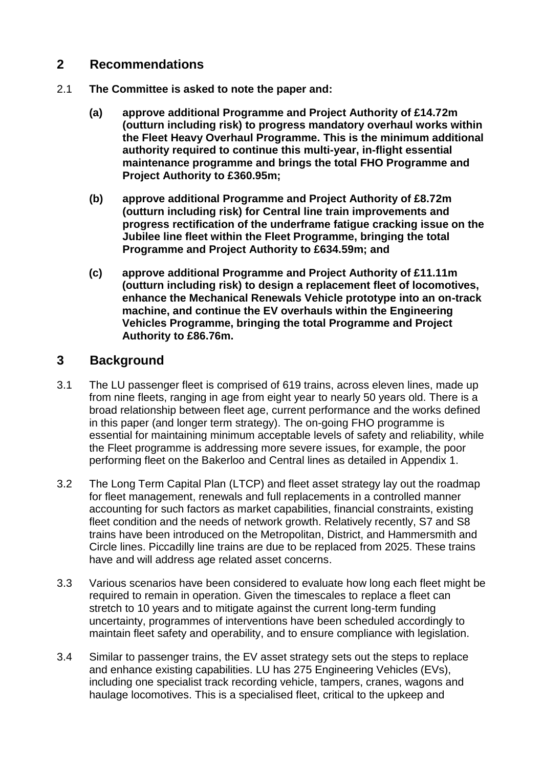## 2 Recommendations

2.1 **The Committee is asked to note the paper and:**

**(a) approve additional Programme and Project Authority of £14.72m (outturn including risk) to progress mandatory overhaul works within the Fleet Heavy Overhaul Programme. This is the minimum additional authority required to continue this multi-year, in-flight essential maintenance programme and brings the total FHO Programme and Project Authority to £360.95m;**

**(b) approve additional Programme and Project Authority of £8.72m (outturn including risk) for Central line train improvements and progress rectification of the underframe fatigue cracking issue on the Jubilee line fleet within the Fleet Programme, bringing the total Programme and Project Authority to £634.59m; and**

**(c) approve additional Programme and Project Authority of £11.11m (outturn including risk) to design a replacement fleet of locomotives, enhance the Mechanical Renewals Vehicle prototype into an on-track machine, and continue the EV overhauls within the Engineering Vehicles Programme, bringing the total Programme and Project Authority to £86.76m.**

## 3 Background

3.1 The LU passenger fleet is comprised of 619 trains, across eleven lines, made up from nine fleets, ranging in age from eight year to nearly 50 years old. There is a broad relationship between fleet age, current performance and the works defined in this paper (and longer term strategy). The on-going FHO programme is essential for maintaining minimum acceptable levels of safety and reliability, while the Fleet programme is addressing more severe issues, for example, the poor performing fleet on the Bakerloo and Central lines as detailed in Appendix 1.

3.2 The Long Term Capital Plan (LTCP) and fleet asset strategy lay out the roadmap for fleet management, renewals and full replacements in a controlled manner accounting for such factors as market capabilities, financial constraints, existing fleet condition and the needs of network growth. Relatively recently, S7 and S8 trains have been introduced on the Metropolitan, District, and Hammersmith and Circle lines. Piccadilly line trains are due to be replaced from 2025. These trains have and will address age related asset concerns.

3.3 Various scenarios have been considered to evaluate how long each fleet might be required to remain in operation. Given the timescales to replace a fleet can stretch to 10 years and to mitigate against the current long-term funding uncertainty, programmes of interventions have been scheduled accordingly to maintain fleet safety and operability, and to ensure compliance with legislation.

3.4 Similar to passenger trains, the EV asset strategy sets out the steps to replace and enhance existing capabilities. LU has 275 Engineering Vehicles (EVs), including one specialist track recording vehicle, tampers, cranes, wagons and haulage locomotives. This is a specialised fleet, critical to the upkeep and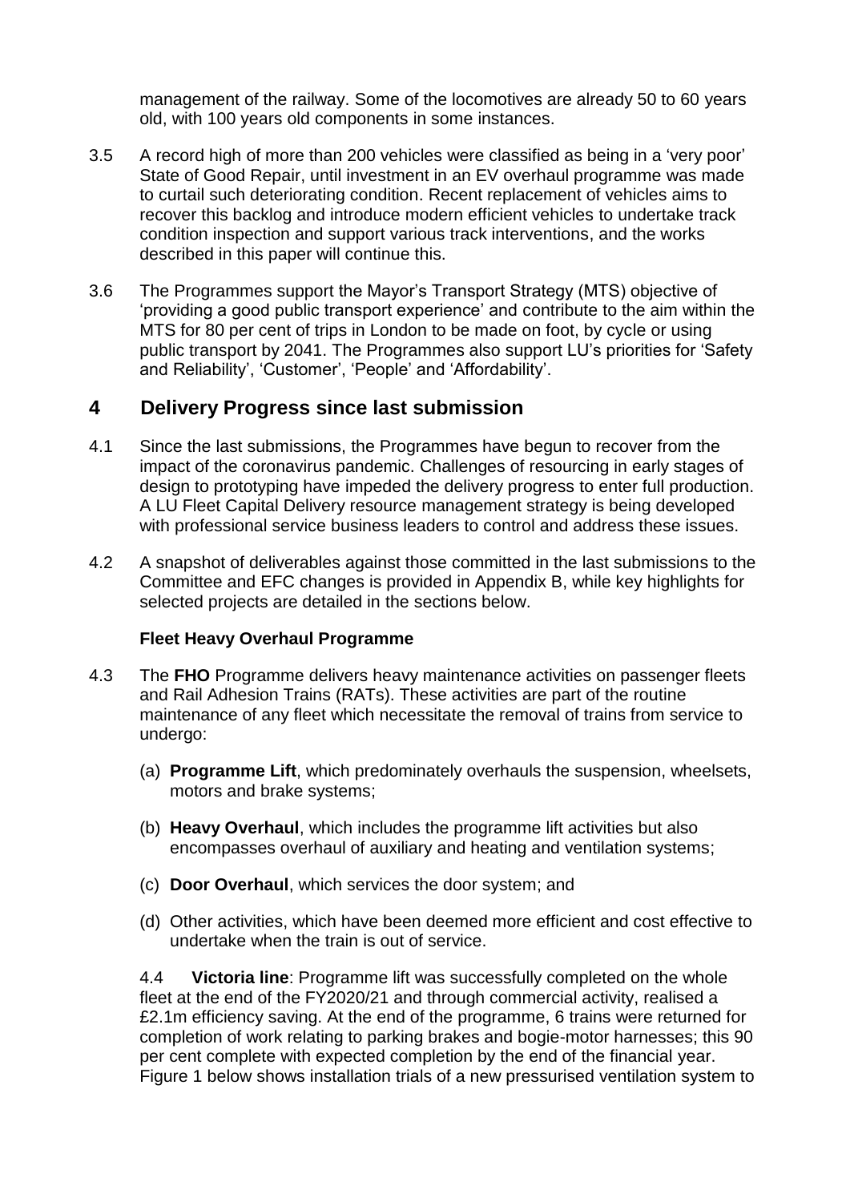management of the railway. Some of the locomotives are already 50 to 60 years old, with 100 years old components in some instances.

3.5 A record high of more than 200 vehicles were classified as being in a 'very poor' State of Good Repair, until investment in an EV overhaul programme was made to curtail such deteriorating condition. Recent replacement of vehicles aims to recover this backlog and introduce modern efficient vehicles to undertake track condition inspection and support various track interventions, and the works described in this paper will continue this.

3.6 The Programmes support the Mayor's Transport Strategy (MTS) objective of 'providing a good public transport experience' and contribute to the aim within the MTS for 80 per cent of trips in London to be made on foot, by cycle or using public transport by 2041. The Programmes also support LU's priorities for 'Safety and Reliability', 'Customer', 'People' and 'Affordability'.

## 4 Delivery Progress since last submission

4.1 Since the last submissions, the Programmes have begun to recover from the impact of the coronavirus pandemic. Challenges of resourcing in early stages of design to prototyping have impeded the delivery progress to enter full production. A LU Fleet Capital Delivery resource management strategy is being developed with professional service business leaders to control and address these issues.

4.2 A snapshot of deliverables against those committed in the last submissions to the Committee and EFC changes is provided in Appendix B, while key highlights for selected projects are detailed in the sections below.

### Fleet Heavy Overhaul Programme

4.3 The **FHO** Programme delivers heavy maintenance activities on passenger fleets and Rail Adhesion Trains (RATs). These activities are part of the routine maintenance of any fleet which necessitate the removal of trains from service to undergo:

(a) **Programme Lift**, which predominately overhauls the suspension, wheelsets, motors and brake systems;

(b) **Heavy Overhaul**, which includes the programme lift activities but also encompasses overhaul of auxiliary and heating and ventilation systems;

(c) **Door Overhaul**, which services the door system; and

(d) Other activities, which have been deemed more efficient and cost effective to undertake when the train is out of service.

4.4 **Victoria line**: Programme lift was successfully completed on the whole fleet at the end of the FY2020/21 and through commercial activity, realised a £2.1m efficiency saving. At the end of the programme, 6 trains were returned for completion of work relating to parking brakes and bogie-motor harnesses; this 90 per cent complete with expected completion by the end of the financial year. Figure 1 below shows installation trials of a new pressurised ventilation system to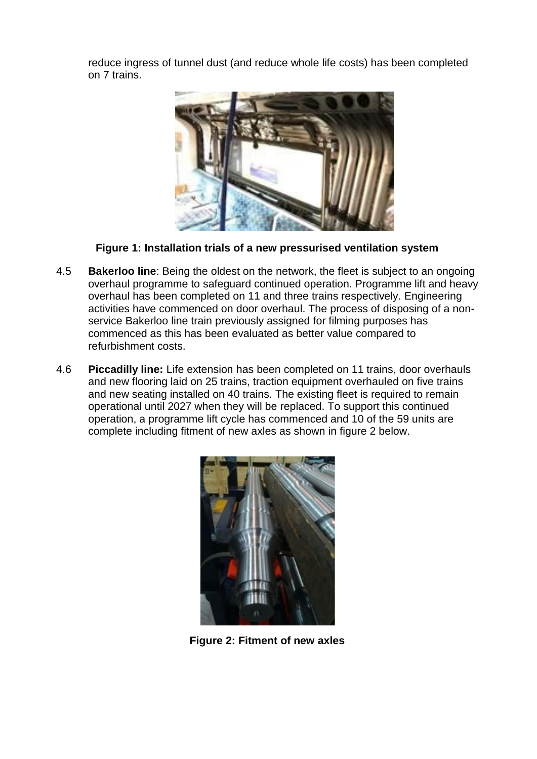reduce ingress of tunnel dust (and reduce whole life costs) has been completed on 7 trains.

**Figure 1: Installation trials of a new pressurised ventilation system**

4.5 **Bakerloo line**: Being the oldest on the network, the fleet is subject to an ongoing overhaul programme to safeguard continued operation. Programme lift and heavy overhaul has been completed on 11 and three trains respectively. Engineering activities have commenced on door overhaul. The process of disposing of a non-service Bakerloo line train previously assigned for filming purposes has commenced as this has been evaluated as better value compared to refurbishment costs.

4.6 **Piccadilly line:** Life extension has been completed on 11 trains, door overhauls and new flooring laid on 25 trains, traction equipment overhauled on five trains and new seating installed on 40 trains. The existing fleet is required to remain operational until 2027 when they will be replaced. To support this continued operation, a programme lift cycle has commenced and 10 of the 59 units are complete including fitment of new axles as shown in figure 2 below.

**Figure 2: Fitment of new axles**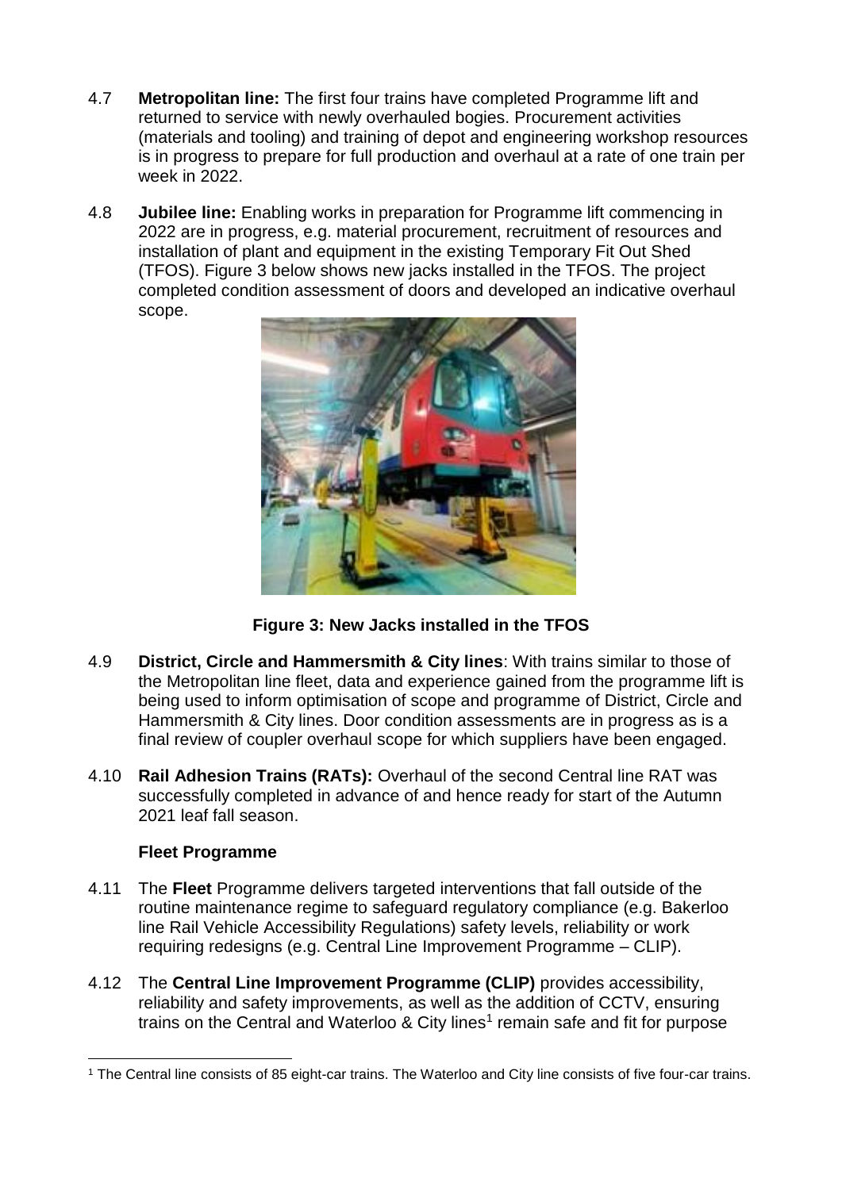4.7 **Metropolitan line:** The first four trains have completed Programme lift and returned to service with newly overhauled bogies. Procurement activities (materials and tooling) and training of depot and engineering workshop resources is in progress to prepare for full production and overhaul at a rate of one train per week in 2022.

4.8 **Jubilee line:** Enabling works in preparation for Programme lift commencing in 2022 are in progress, e.g. material procurement, recruitment of resources and installation of plant and equipment in the existing Temporary Fit Out Shed (TFOS). Figure 3 below shows new jacks installed in the TFOS. The project completed condition assessment of doors and developed an indicative overhaul scope.

**Figure 3: New Jacks installed in the TFOS**

4.9 **District, Circle and Hammersmith & City lines**: With trains similar to those of the Metropolitan line fleet, data and experience gained from the programme lift is being used to inform optimisation of scope and programme of District, Circle and Hammersmith & City lines. Door condition assessments are in progress as is a final review of coupler overhaul scope for which suppliers have been engaged.

4.10 **Rail Adhesion Trains (RATs):** Overhaul of the second Central line RAT was successfully completed in advance of and hence ready for start of the Autumn 2021 leaf fall season.

### Fleet Programme

4.11 The **Fleet** Programme delivers targeted interventions that fall outside of the routine maintenance regime to safeguard regulatory compliance (e.g. Bakerloo line Rail Vehicle Accessibility Regulations) safety levels, reliability or work requiring redesigns (e.g. Central Line Improvement Programme – CLIP).

4.12 The **Central Line Improvement Programme (CLIP)** provides accessibility, reliability and safety improvements, as well as the addition of CCTV, ensuring trains on the Central and Waterloo & City lines[1] remain safe and fit for purpose

[1] The Central line consists of 85 eight-car trains. The Waterloo and City line consists of five four-car trains.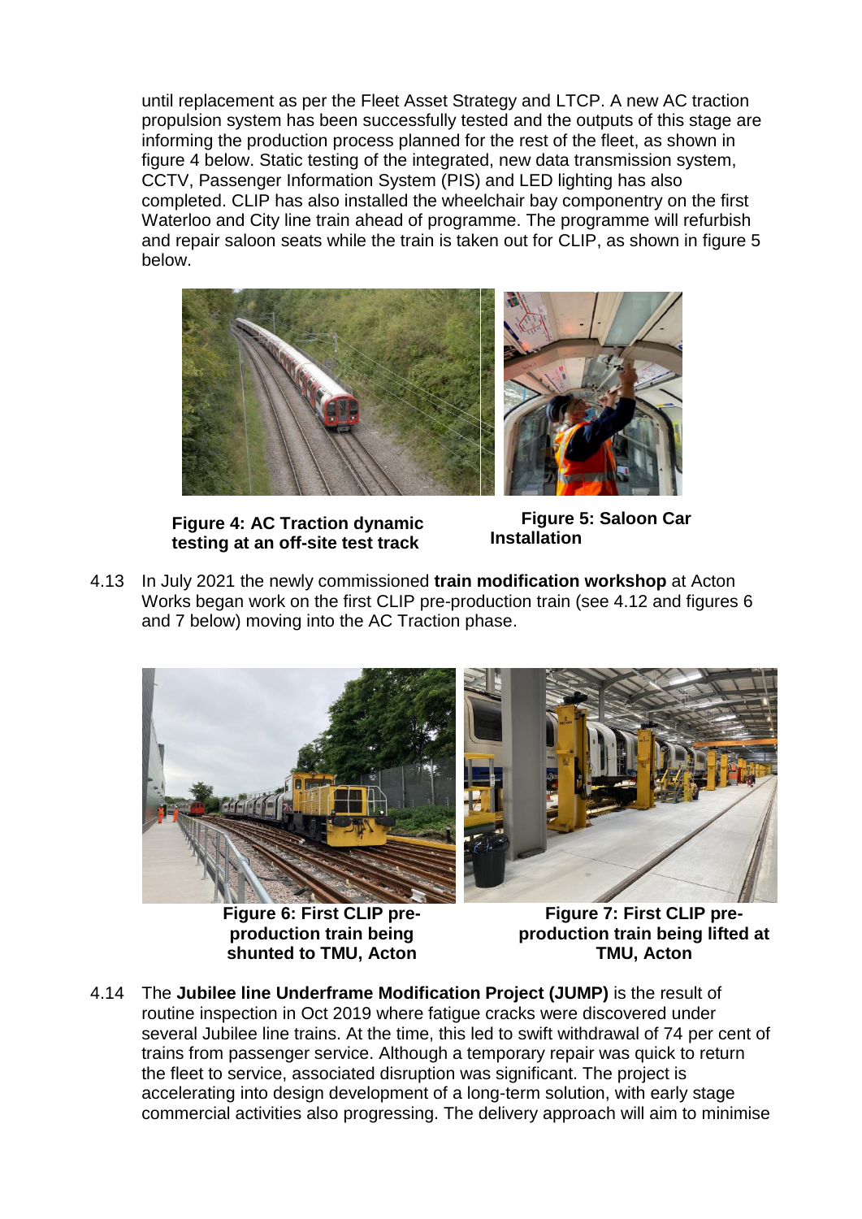until replacement as per the Fleet Asset Strategy and LTCP. A new AC traction propulsion system has been successfully tested and the outputs of this stage are informing the production process planned for the rest of the fleet, as shown in figure 4 below. Static testing of the integrated, new data transmission system, CCTV, Passenger Information System (PIS) and LED lighting has also completed. CLIP has also installed the wheelchair bay componentry on the first Waterloo and City line train ahead of programme. The programme will refurbish and repair saloon seats while the train is taken out for CLIP, as shown in figure 5 below.

**Figure 4: AC Traction dynamic testing at an off-site test track**

**Figure 5: Saloon Car Installation**

4.13 In July 2021 the newly commissioned **train modification workshop** at Acton Works began work on the first CLIP pre-production train (see 4.12 and figures 6 and 7 below) moving into the AC Traction phase.

**Figure 6: First CLIP pre-production train being shunted to TMU, Acton**

**Figure 7: First CLIP pre-production train being lifted at TMU, Acton**

4.14 The **Jubilee line Underframe Modification Project (JUMP)** is the result of routine inspection in Oct 2019 where fatigue cracks were discovered under several Jubilee line trains. At the time, this led to swift withdrawal of 74 per cent of trains from passenger service. Although a temporary repair was quick to return the fleet to service, associated disruption was significant. The project is accelerating into design development of a long-term solution, with early stage commercial activities also progressing. The delivery approach will aim to minimise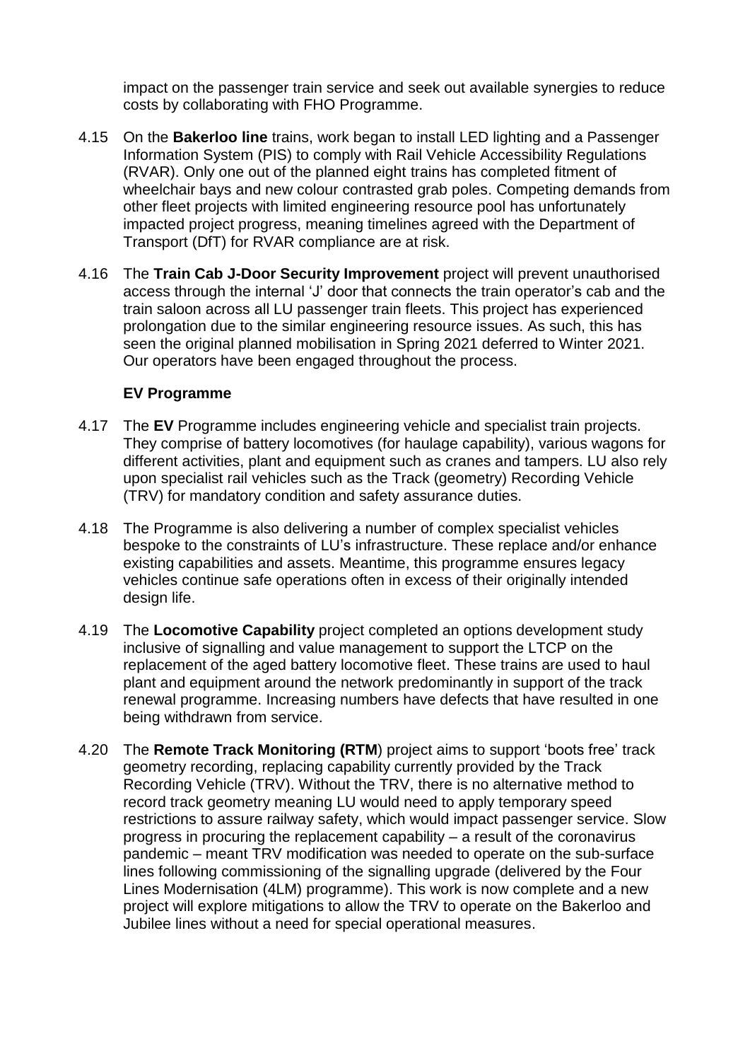impact on the passenger train service and seek out available synergies to reduce costs by collaborating with FHO Programme.

4.15 On the **Bakerloo line** trains, work began to install LED lighting and a Passenger Information System (PIS) to comply with Rail Vehicle Accessibility Regulations (RVAR). Only one out of the planned eight trains has completed fitment of wheelchair bays and new colour contrasted grab poles. Competing demands from other fleet projects with limited engineering resource pool has unfortunately impacted project progress, meaning timelines agreed with the Department of Transport (DfT) for RVAR compliance are at risk.

4.16 The **Train Cab J-Door Security Improvement** project will prevent unauthorised access through the internal 'J' door that connects the train operator's cab and the train saloon across all LU passenger train fleets. This project has experienced prolongation due to the similar engineering resource issues. As such, this has seen the original planned mobilisation in Spring 2021 deferred to Winter 2021. Our operators have been engaged throughout the process.

### EV Programme

4.17 The **EV** Programme includes engineering vehicle and specialist train projects. They comprise of battery locomotives (for haulage capability), various wagons for different activities, plant and equipment such as cranes and tampers. LU also rely upon specialist rail vehicles such as the Track (geometry) Recording Vehicle (TRV) for mandatory condition and safety assurance duties.

4.18 The Programme is also delivering a number of complex specialist vehicles bespoke to the constraints of LU's infrastructure. These replace and/or enhance existing capabilities and assets. Meantime, this programme ensures legacy vehicles continue safe operations often in excess of their originally intended design life.

4.19 The **Locomotive Capability** project completed an options development study inclusive of signalling and value management to support the LTCP on the replacement of the aged battery locomotive fleet. These trains are used to haul plant and equipment around the network predominantly in support of the track renewal programme. Increasing numbers have defects that have resulted in one being withdrawn from service.

4.20 The **Remote Track Monitoring (RTM**) project aims to support 'boots free' track geometry recording, replacing capability currently provided by the Track Recording Vehicle (TRV). Without the TRV, there is no alternative method to record track geometry meaning LU would need to apply temporary speed restrictions to assure railway safety, which would impact passenger service. Slow progress in procuring the replacement capability – a result of the coronavirus pandemic – meant TRV modification was needed to operate on the sub-surface lines following commissioning of the signalling upgrade (delivered by the Four Lines Modernisation (4LM) programme). This work is now complete and a new project will explore mitigations to allow the TRV to operate on the Bakerloo and Jubilee lines without a need for special operational measures.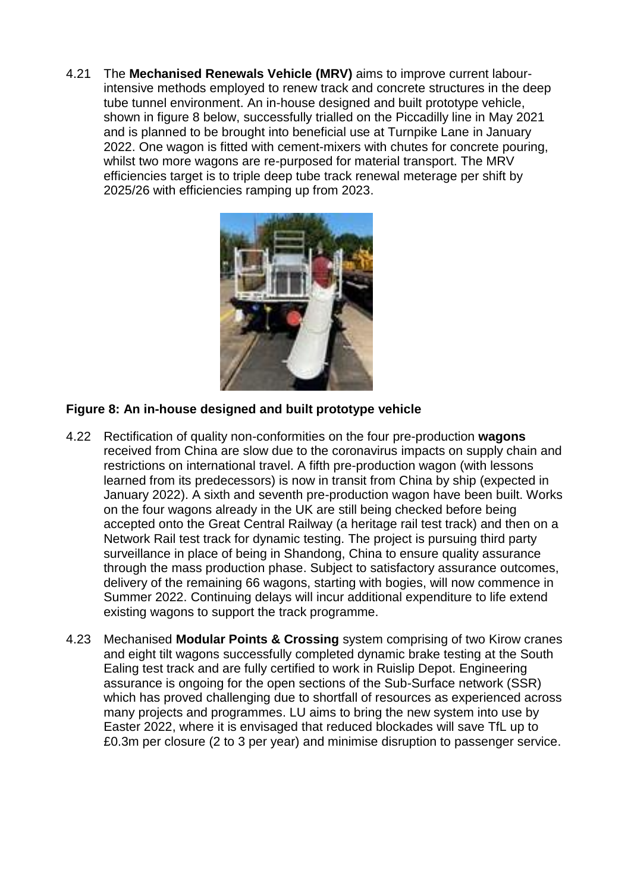4.21 The **Mechanised Renewals Vehicle (MRV)** aims to improve current labour-intensive methods employed to renew track and concrete structures in the deep tube tunnel environment. An in-house designed and built prototype vehicle, shown in figure 8 below, successfully trialled on the Piccadilly line in May 2021 and is planned to be brought into beneficial use at Turnpike Lane in January 2022. One wagon is fitted with cement-mixers with chutes for concrete pouring, whilst two more wagons are re-purposed for material transport. The MRV efficiencies target is to triple deep tube track renewal meterage per shift by 2025/26 with efficiencies ramping up from 2023.

**Figure 8: An in-house designed and built prototype vehicle**

4.22 Rectification of quality non-conformities on the four pre-production **wagons** received from China are slow due to the coronavirus impacts on supply chain and restrictions on international travel. A fifth pre-production wagon (with lessons learned from its predecessors) is now in transit from China by ship (expected in January 2022). A sixth and seventh pre-production wagon have been built. Works on the four wagons already in the UK are still being checked before being accepted onto the Great Central Railway (a heritage rail test track) and then on a Network Rail test track for dynamic testing. The project is pursuing third party surveillance in place of being in Shandong, China to ensure quality assurance through the mass production phase. Subject to satisfactory assurance outcomes, delivery of the remaining 66 wagons, starting with bogies, will now commence in Summer 2022. Continuing delays will incur additional expenditure to life extend existing wagons to support the track programme.

4.23 Mechanised **Modular Points & Crossing** system comprising of two Kirow cranes and eight tilt wagons successfully completed dynamic brake testing at the South Ealing test track and are fully certified to work in Ruislip Depot. Engineering assurance is ongoing for the open sections of the Sub-Surface network (SSR) which has proved challenging due to shortfall of resources as experienced across many projects and programmes. LU aims to bring the new system into use by Easter 2022, where it is envisaged that reduced blockades will save TfL up to £0.3m per closure (2 to 3 per year) and minimise disruption to passenger service.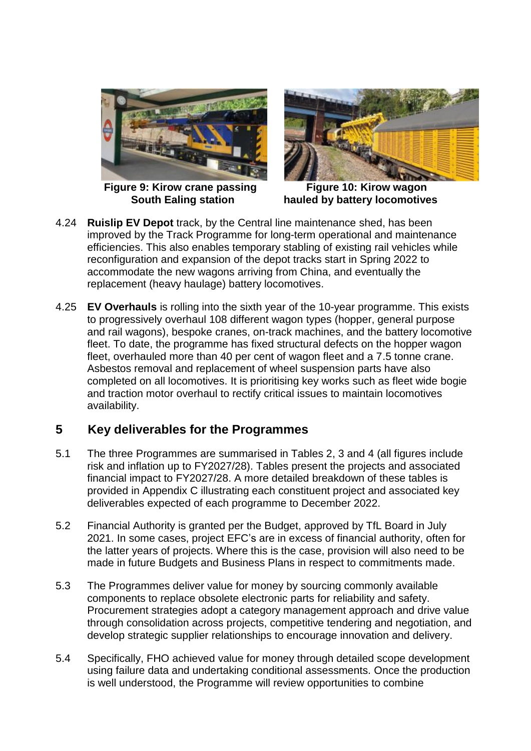**Figure 9: Kirow crane passing South Ealing station**

**Figure 10: Kirow wagon hauled by battery locomotives**

4.24 **Ruislip EV Depot** track, by the Central line maintenance shed, has been improved by the Track Programme for long-term operational and maintenance efficiencies. This also enables temporary stabling of existing rail vehicles while reconfiguration and expansion of the depot tracks start in Spring 2022 to accommodate the new wagons arriving from China, and eventually the replacement (heavy haulage) battery locomotives.

4.25 **EV Overhauls** is rolling into the sixth year of the 10-year programme. This exists to progressively overhaul 108 different wagon types (hopper, general purpose and rail wagons), bespoke cranes, on-track machines, and the battery locomotive fleet. To date, the programme has fixed structural defects on the hopper wagon fleet, overhauled more than 40 per cent of wagon fleet and a 7.5 tonne crane. Asbestos removal and replacement of wheel suspension parts have also completed on all locomotives. It is prioritising key works such as fleet wide bogie and traction motor overhaul to rectify critical issues to maintain locomotives availability.

## 5 Key deliverables for the Programmes

5.1 The three Programmes are summarised in Tables 2, 3 and 4 (all figures include risk and inflation up to FY2027/28). Tables present the projects and associated financial impact to FY2027/28. A more detailed breakdown of these tables is provided in Appendix C illustrating each constituent project and associated key deliverables expected of each programme to December 2022.

5.2 Financial Authority is granted per the Budget, approved by TfL Board in July 2021. In some cases, project EFC's are in excess of financial authority, often for the latter years of projects. Where this is the case, provision will also need to be made in future Budgets and Business Plans in respect to commitments made.

5.3 The Programmes deliver value for money by sourcing commonly available components to replace obsolete electronic parts for reliability and safety. Procurement strategies adopt a category management approach and drive value through consolidation across projects, competitive tendering and negotiation, and develop strategic supplier relationships to encourage innovation and delivery.

5.4 Specifically, FHO achieved value for money through detailed scope development using failure data and undertaking conditional assessments. Once the production is well understood, the Programme will review opportunities to combine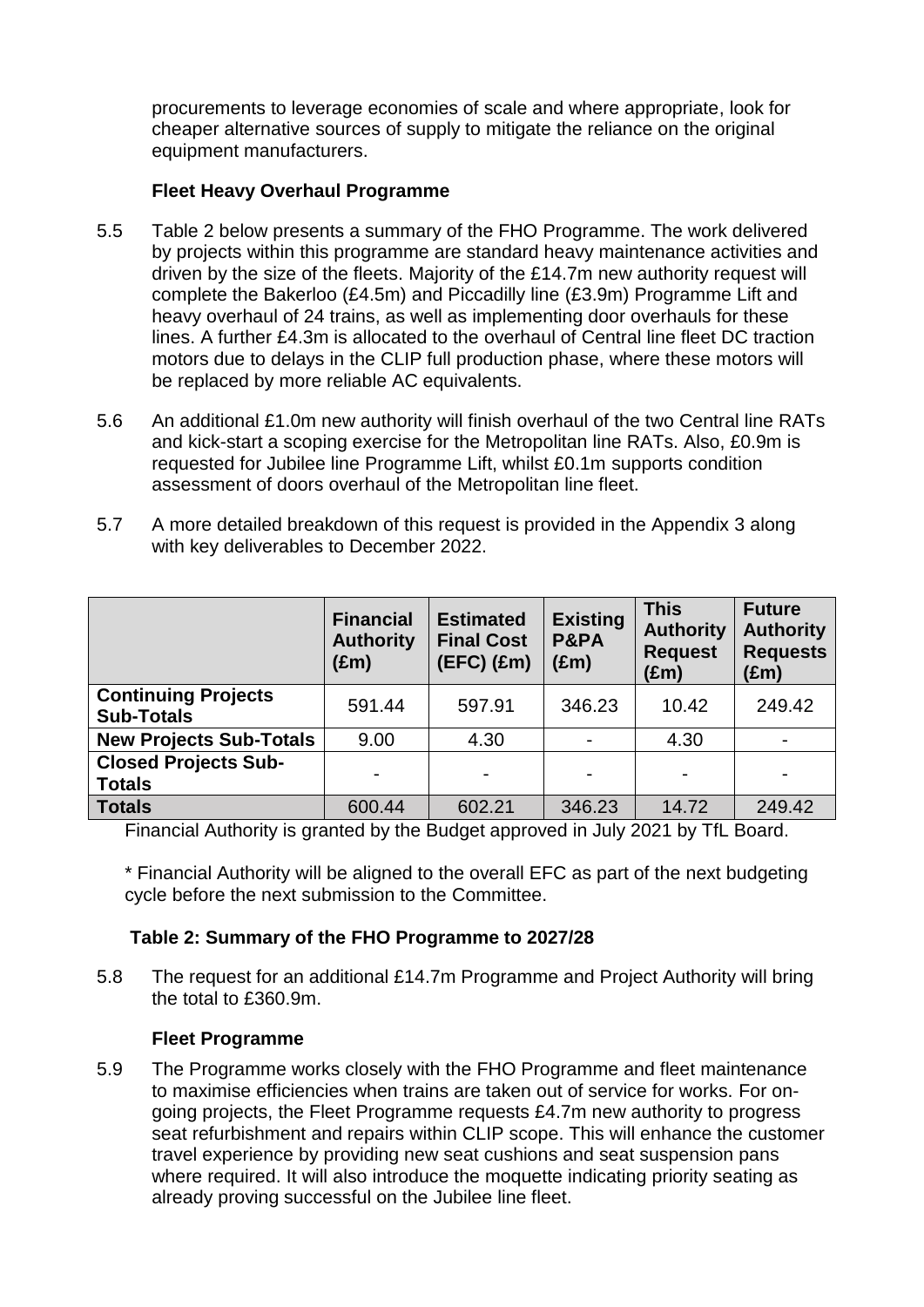procurements to leverage economies of scale and where appropriate, look for cheaper alternative sources of supply to mitigate the reliance on the original equipment manufacturers.

### Fleet Heavy Overhaul Programme

5.5 Table 2 below presents a summary of the FHO Programme. The work delivered by projects within this programme are standard heavy maintenance activities and driven by the size of the fleets. Majority of the £14.7m new authority request will complete the Bakerloo (£4.5m) and Piccadilly line (£3.9m) Programme Lift and heavy overhaul of 24 trains, as well as implementing door overhauls for these lines. A further £4.3m is allocated to the overhaul of Central line fleet DC traction motors due to delays in the CLIP full production phase, where these motors will be replaced by more reliable AC equivalents.

5.6 An additional £1.0m new authority will finish overhaul of the two Central line RATs and kick-start a scoping exercise for the Metropolitan line RATs. Also, £0.9m is requested for Jubilee line Programme Lift, whilst £0.1m supports condition assessment of doors overhaul of the Metropolitan line fleet.

5.7 A more detailed breakdown of this request is provided in the Appendix 3 along with key deliverables to December 2022.

| | Financial Authority (£m) | Estimated Final Cost (EFC) (£m) | Existing P&PA (£m) | This Authority Request (£m) | Future Authority Requests (£m) |
|---|---|---|---|---|---|
| **Continuing Projects Sub-Totals** | 591.44 | 597.91 | 346.23 | 10.42 | 249.42 |
| **New Projects Sub-Totals** | 9.00 | 4.30 | - | 4.30 | - |
| **Closed Projects Sub-Totals** | - | - | - | - | - |
| **Totals** | 600.44 | 602.21 | 346.23 | 14.72 | 249.42 |

Financial Authority is granted by the Budget approved in July 2021 by TfL Board.

* Financial Authority will be aligned to the overall EFC as part of the next budgeting cycle before the next submission to the Committee.

**Table 2: Summary of the FHO Programme to 2027/28**

5.8 The request for an additional £14.7m Programme and Project Authority will bring the total to £360.9m.

### Fleet Programme

5.9 The Programme works closely with the FHO Programme and fleet maintenance to maximise efficiencies when trains are taken out of service for works. For on-going projects, the Fleet Programme requests £4.7m new authority to progress seat refurbishment and repairs within CLIP scope. This will enhance the customer travel experience by providing new seat cushions and seat suspension pans where required. It will also introduce the moquette indicating priority seating as already proving successful on the Jubilee line fleet.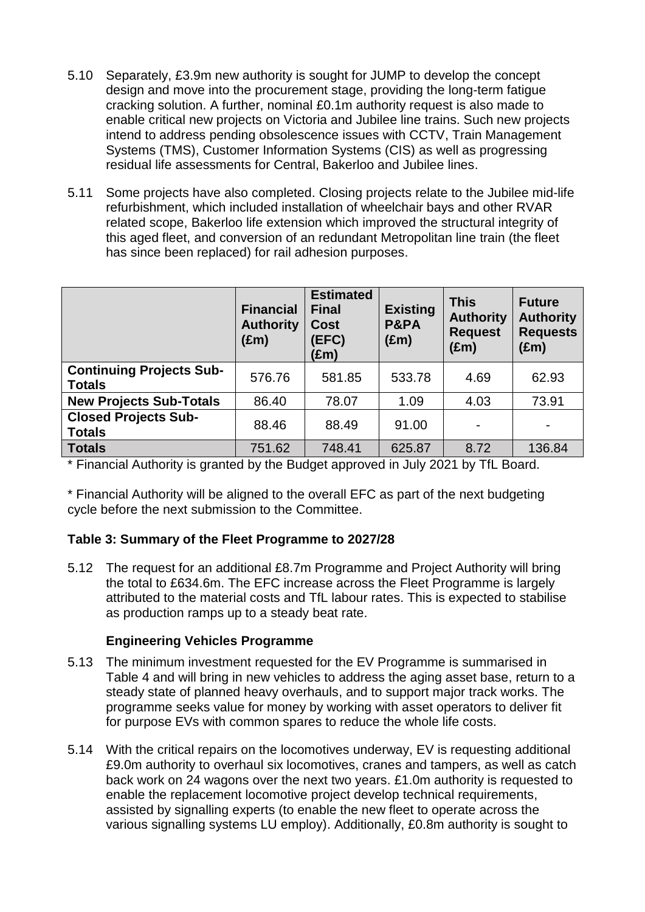5.10 Separately, £3.9m new authority is sought for JUMP to develop the concept design and move into the procurement stage, providing the long-term fatigue cracking solution. A further, nominal £0.1m authority request is also made to enable critical new projects on Victoria and Jubilee line trains. Such new projects intend to address pending obsolescence issues with CCTV, Train Management Systems (TMS), Customer Information Systems (CIS) as well as progressing residual life assessments for Central, Bakerloo and Jubilee lines.

5.11 Some projects have also completed. Closing projects relate to the Jubilee mid-life refurbishment, which included installation of wheelchair bays and other RVAR related scope, Bakerloo life extension which improved the structural integrity of this aged fleet, and conversion of an redundant Metropolitan line train (the fleet has since been replaced) for rail adhesion purposes.

| | Financial Authority (£m) | Estimated Final Cost (EFC) (£m) | Existing P&PA (£m) | This Authority Request (£m) | Future Authority Requests (£m) |
|---|---|---|---|---|---|
| **Continuing Projects Sub-Totals** | 576.76 | 581.85 | 533.78 | 4.69 | 62.93 |
| **New Projects Sub-Totals** | 86.40 | 78.07 | 1.09 | 4.03 | 73.91 |
| **Closed Projects Sub-Totals** | 88.46 | 88.49 | 91.00 | - | - |
| **Totals** | 751.62 | 748.41 | 625.87 | 8.72 | 136.84 |

* Financial Authority is granted by the Budget approved in July 2021 by TfL Board.

* Financial Authority will be aligned to the overall EFC as part of the next budgeting cycle before the next submission to the Committee.

**Table 3: Summary of the Fleet Programme to 2027/28**

5.12 The request for an additional £8.7m Programme and Project Authority will bring the total to £634.6m. The EFC increase across the Fleet Programme is largely attributed to the material costs and TfL labour rates. This is expected to stabilise as production ramps up to a steady beat rate.

**Engineering Vehicles Programme**

5.13 The minimum investment requested for the EV Programme is summarised in Table 4 and will bring in new vehicles to address the aging asset base, return to a steady state of planned heavy overhauls, and to support major track works. The programme seeks value for money by working with asset operators to deliver fit for purpose EVs with common spares to reduce the whole life costs.

5.14 With the critical repairs on the locomotives underway, EV is requesting additional £9.0m authority to overhaul six locomotives, cranes and tampers, as well as catch back work on 24 wagons over the next two years. £1.0m authority is requested to enable the replacement locomotive project develop technical requirements, assisted by signalling experts (to enable the new fleet to operate across the various signalling systems LU employ). Additionally, £0.8m authority is sought to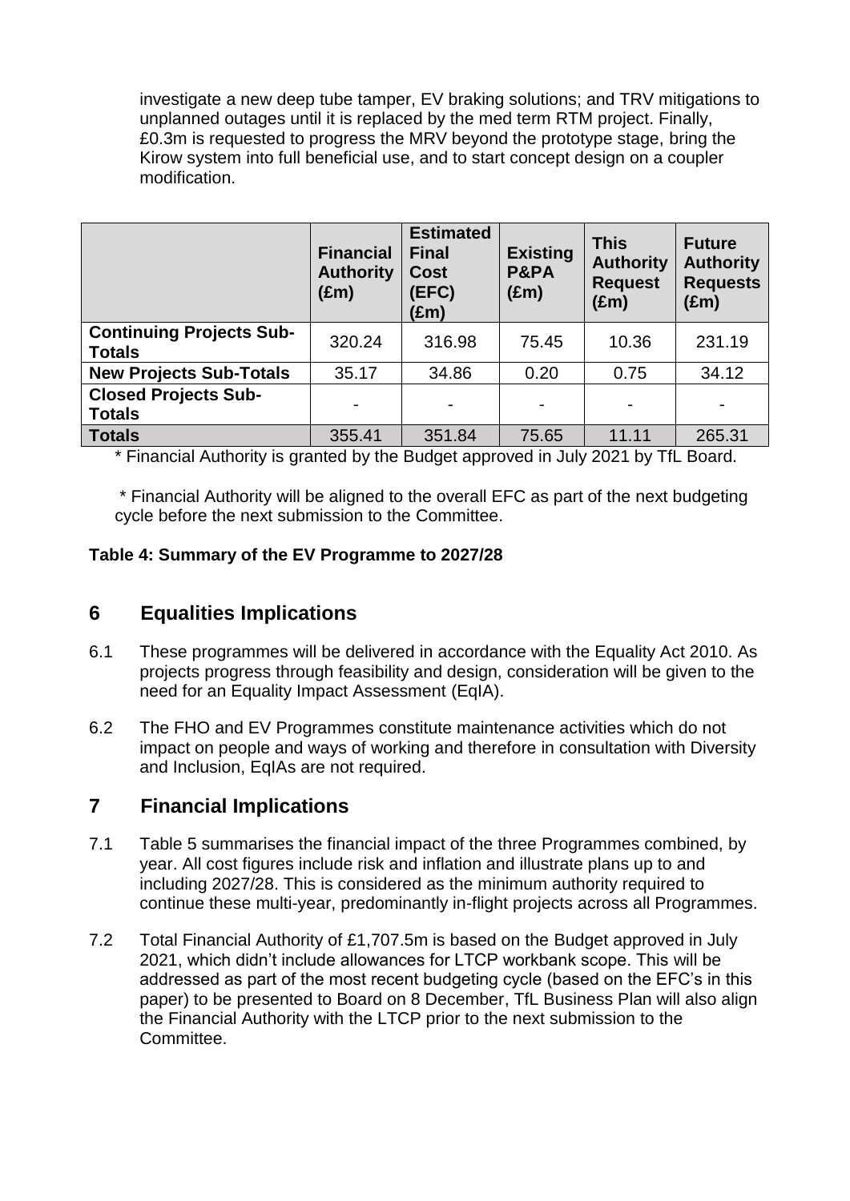investigate a new deep tube tamper, EV braking solutions; and TRV mitigations to unplanned outages until it is replaced by the med term RTM project. Finally, £0.3m is requested to progress the MRV beyond the prototype stage, bring the Kirow system into full beneficial use, and to start concept design on a coupler modification.

| | Financial Authority (£m) | Estimated Final Cost (EFC) (£m) | Existing P&PA (£m) | This Authority Request (£m) | Future Authority Requests (£m) |
|---|---|---|---|---|---|
| **Continuing Projects Sub-Totals** | 320.24 | 316.98 | 75.45 | 10.36 | 231.19 |
| **New Projects Sub-Totals** | 35.17 | 34.86 | 0.20 | 0.75 | 34.12 |
| **Closed Projects Sub-Totals** | - | - | - | - | - |
| **Totals** | 355.41 | 351.84 | 75.65 | 11.11 | 265.31 |

* Financial Authority is granted by the Budget approved in July 2021 by TfL Board.

* Financial Authority will be aligned to the overall EFC as part of the next budgeting cycle before the next submission to the Committee.

**Table 4: Summary of the EV Programme to 2027/28**

## 6 Equalities Implications

6.1 These programmes will be delivered in accordance with the Equality Act 2010. As projects progress through feasibility and design, consideration will be given to the need for an Equality Impact Assessment (EqIA).

6.2 The FHO and EV Programmes constitute maintenance activities which do not impact on people and ways of working and therefore in consultation with Diversity and Inclusion, EqIAs are not required.

## 7 Financial Implications

7.1 Table 5 summarises the financial impact of the three Programmes combined, by year. All cost figures include risk and inflation and illustrate plans up to and including 2027/28. This is considered as the minimum authority required to continue these multi-year, predominantly in-flight projects across all Programmes.

7.2 Total Financial Authority of £1,707.5m is based on the Budget approved in July 2021, which didn't include allowances for LTCP workbank scope. This will be addressed as part of the most recent budgeting cycle (based on the EFC's in this paper) to be presented to Board on 8 December, TfL Business Plan will also align the Financial Authority with the LTCP prior to the next submission to the Committee.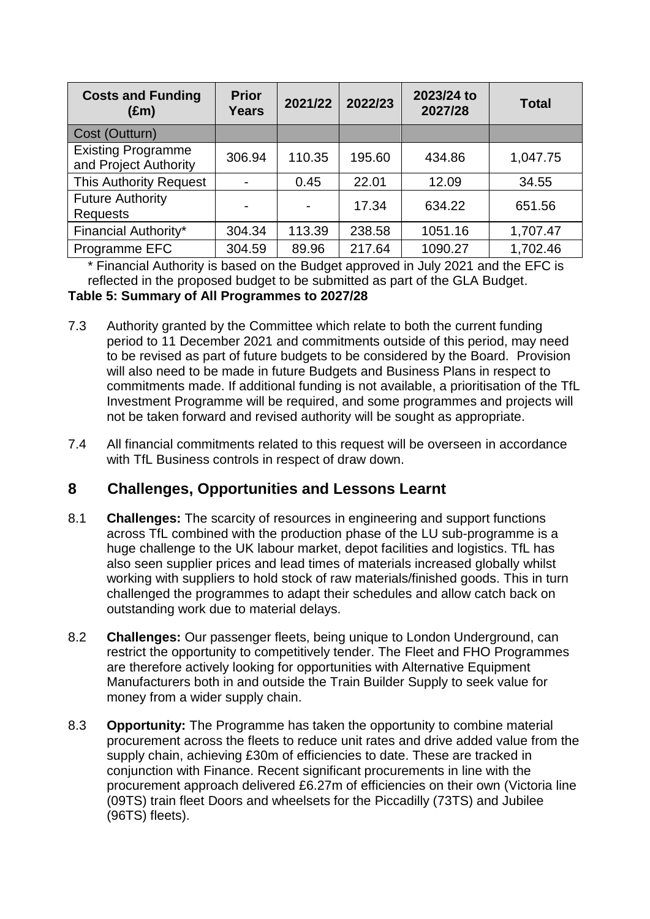| Costs and Funding (£m) | Prior Years | 2021/22 | 2022/23 | 2023/24 to 2027/28 | Total |
|---|---|---|---|---|---|
| Cost (Outturn) | | | | | |
| Existing Programme and Project Authority | 306.94 | 110.35 | 195.60 | 434.86 | 1,047.75 |
| This Authority Request | - | 0.45 | 22.01 | 12.09 | 34.55 |
| Future Authority Requests | - | - | 17.34 | 634.22 | 651.56 |
| Financial Authority* | 304.34 | 113.39 | 238.58 | 1051.16 | 1,707.47 |
| Programme EFC | 304.59 | 89.96 | 217.64 | 1090.27 | 1,702.46 |

\* Financial Authority is based on the Budget approved in July 2021 and the EFC is reflected in the proposed budget to be submitted as part of the GLA Budget.

**Table 5: Summary of All Programmes to 2027/28**

7.3 Authority granted by the Committee which relate to both the current funding period to 11 December 2021 and commitments outside of this period, may need to be revised as part of future budgets to be considered by the Board. Provision will also need to be made in future Budgets and Business Plans in respect to commitments made. If additional funding is not available, a prioritisation of the TfL Investment Programme will be required, and some programmes and projects will not be taken forward and revised authority will be sought as appropriate.

7.4 All financial commitments related to this request will be overseen in accordance with TfL Business controls in respect of draw down.

## 8 Challenges, Opportunities and Lessons Learnt

8.1 **Challenges:** The scarcity of resources in engineering and support functions across TfL combined with the production phase of the LU sub-programme is a huge challenge to the UK labour market, depot facilities and logistics. TfL has also seen supplier prices and lead times of materials increased globally whilst working with suppliers to hold stock of raw materials/finished goods. This in turn challenged the programmes to adapt their schedules and allow catch back on outstanding work due to material delays.

8.2 **Challenges:** Our passenger fleets, being unique to London Underground, can restrict the opportunity to competitively tender. The Fleet and FHO Programmes are therefore actively looking for opportunities with Alternative Equipment Manufacturers both in and outside the Train Builder Supply to seek value for money from a wider supply chain.

8.3 **Opportunity:** The Programme has taken the opportunity to combine material procurement across the fleets to reduce unit rates and drive added value from the supply chain, achieving £30m of efficiencies to date. These are tracked in conjunction with Finance. Recent significant procurements in line with the procurement approach delivered £6.27m of efficiencies on their own (Victoria line (09TS) train fleet Doors and wheelsets for the Piccadilly (73TS) and Jubilee (96TS) fleets).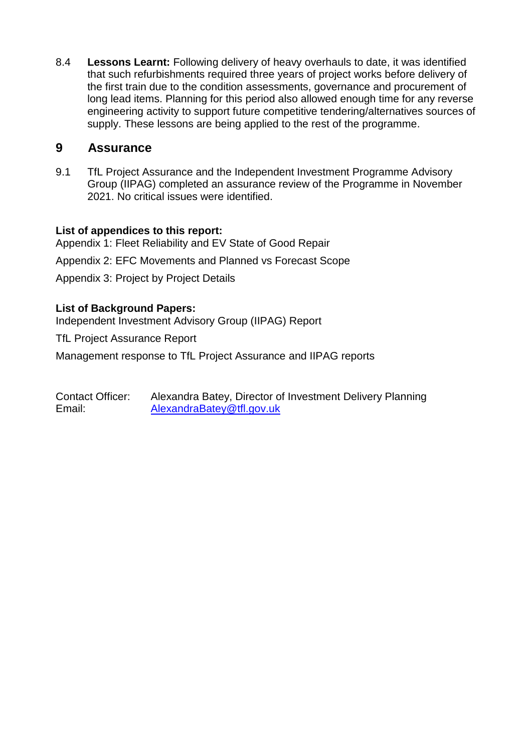8.4 **Lessons Learnt:** Following delivery of heavy overhauls to date, it was identified that such refurbishments required three years of project works before delivery of the first train due to the condition assessments, governance and procurement of long lead items. Planning for this period also allowed enough time for any reverse engineering activity to support future competitive tendering/alternatives sources of supply. These lessons are being applied to the rest of the programme.

## 9 Assurance

9.1 TfL Project Assurance and the Independent Investment Programme Advisory Group (IIPAG) completed an assurance review of the Programme in November 2021. No critical issues were identified.

**List of appendices to this report:**

Appendix 1: Fleet Reliability and EV State of Good Repair

Appendix 2: EFC Movements and Planned vs Forecast Scope

Appendix 3: Project by Project Details

**List of Background Papers:**

Independent Investment Advisory Group (IIPAG) Report

TfL Project Assurance Report

Management response to TfL Project Assurance and IIPAG reports

Contact Officer: Alexandra Batey, Director of Investment Delivery Planning
Email: AlexandraBatey@tfl.gov.uk